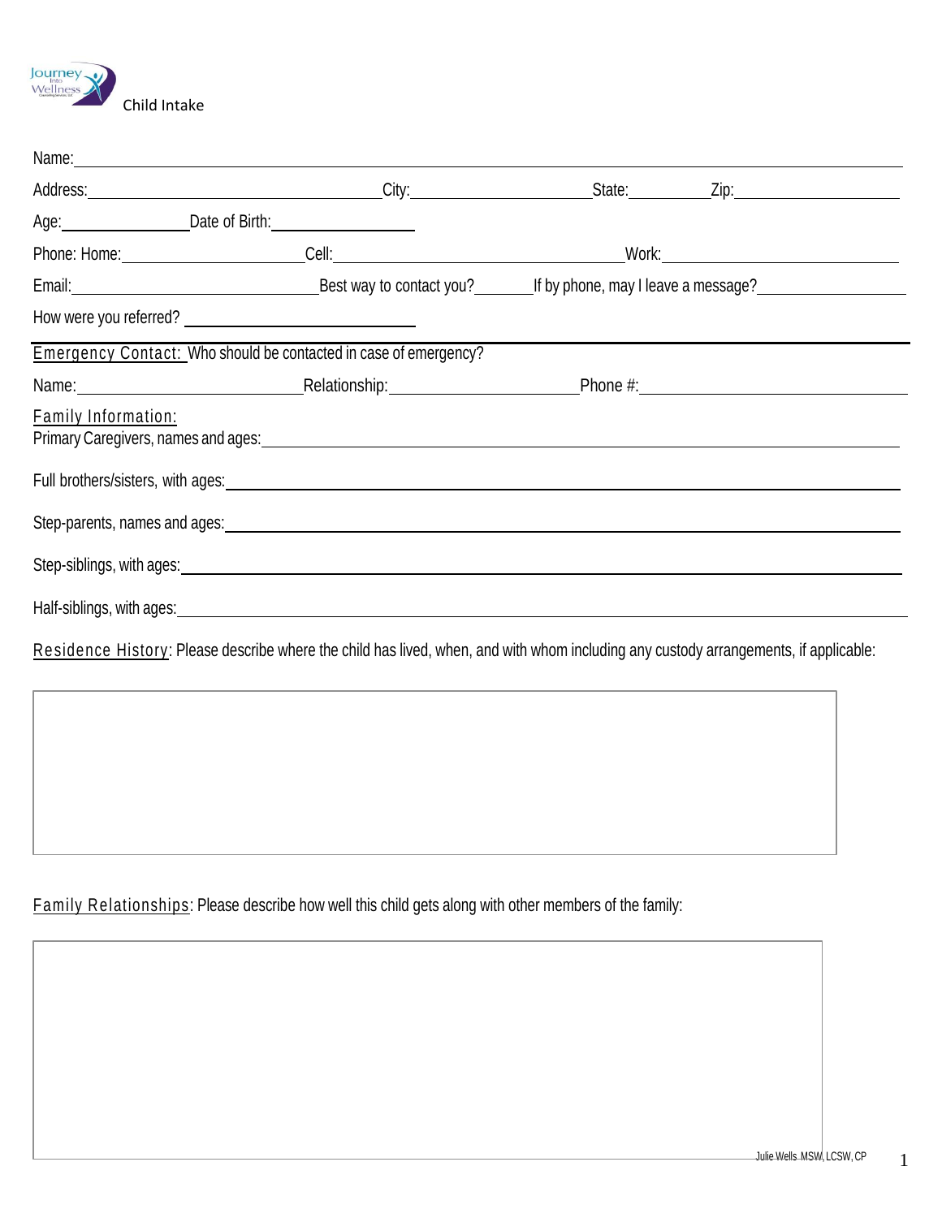Journey Into Wellness

# Child Intake

Name:

Address: City: State: Zip:

Age: Date of Birth:

Phone: Home: Cell: Work:

Email: Best way to contact you? If by phone, may I leave a message?

How were you referred?

Emergency Contact: Who should be contacted in case of emergency?

Name: Relationship: Phone #:

Family Information:

Primary Caregivers, names and ages:

Full brothers/sisters, with ages:

Step-parents, names and ages:

Step-siblings, with ages:

Half-siblings, with ages:

Residence History: Please describe where the child has lived, when, and with whom including any custody arrangements, if applicable:

Family Relationships: Please describe how well this child gets along with other members of the family:

Julie Wells MSW, LCSW, CP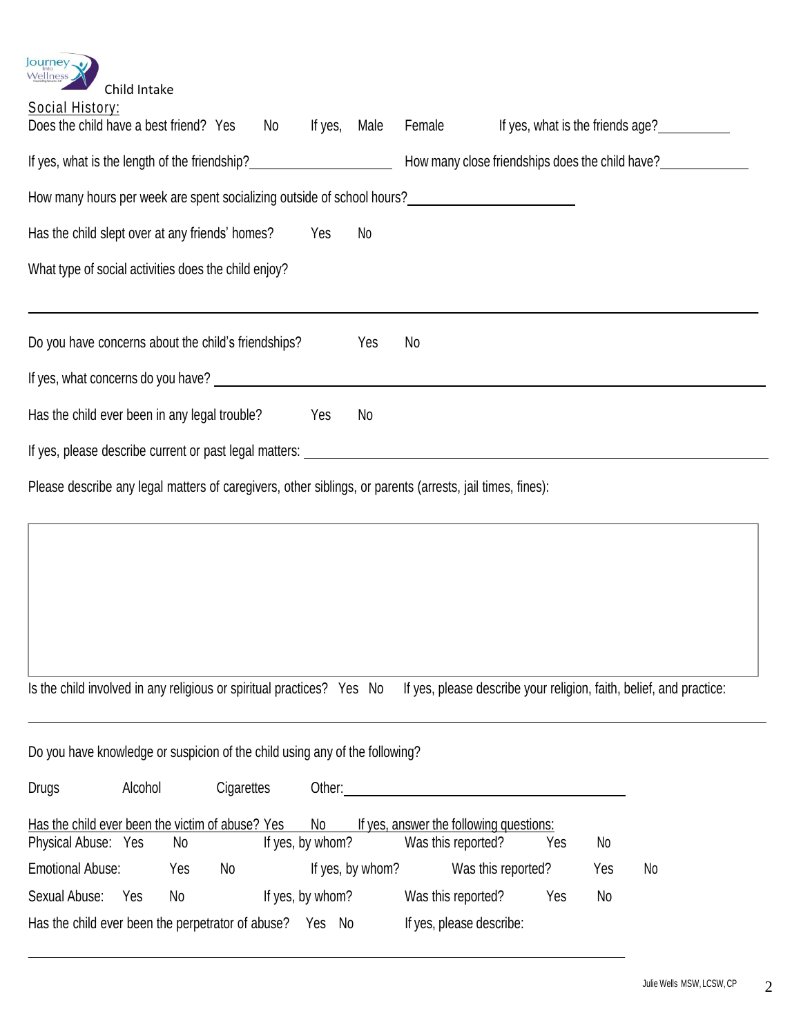Child Intake

## Social History:

Does the child have a best friend? Yes No If yes, Male Female If yes, what is the friends age?__________

If yes, what is the length of the friendship?____________________ How many close friendships does the child have?____________

How many hours per week are spent socializing outside of school hours?________________________

Has the child slept over at any friends' homes? Yes No

What type of social activities does the child enjoy?

_______________________________________________________________________________

Do you have concerns about the child's friendships? Yes No

If yes, what concerns do you have? ___________________________________________________________

Has the child ever been in any legal trouble? Yes No

If yes, please describe current or past legal matters: _______________________________________________

Please describe any legal matters of caregivers, other siblings, or parents (arrests, jail times, fines):

Is the child involved in any religious or spiritual practices? Yes No If yes, please describe your religion, faith, belief, and practice:

_______________________________________________________________________________

Do you have knowledge or suspicion of the child using any of the following?

Drugs Alcohol Cigarettes Other:________________________________________

Has the child ever been the victim of abuse? Yes No If yes, answer the following questions:

Physical Abuse: Yes No If yes, by whom? Was this reported? Yes No

Emotional Abuse: Yes No If yes, by whom? Was this reported? Yes No

Sexual Abuse: Yes No If yes, by whom? Was this reported? Yes No

Has the child ever been the perpetrator of abuse? Yes No If yes, please describe:

_______________________________________________________________________________

Julie Wells MSW, LCSW, CP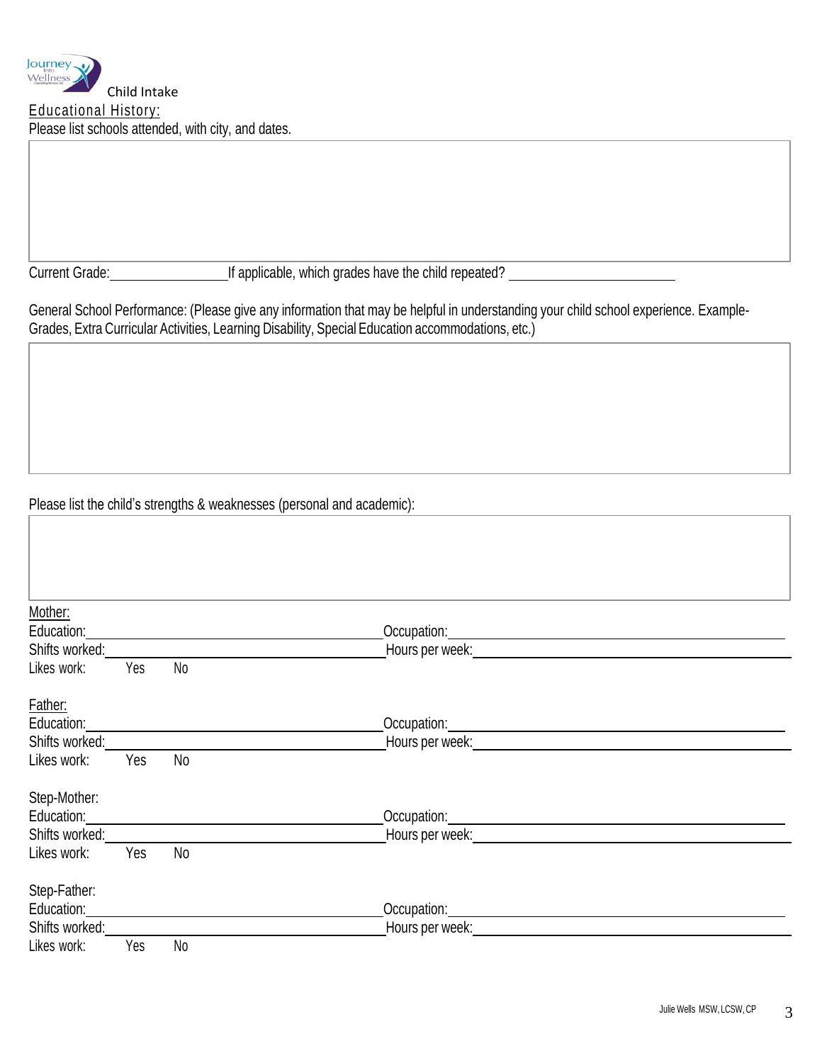Child Intake

Educational History:

Please list schools attended, with city, and dates.

Current Grade:________________ If applicable, which grades have the child repeated? ________________________

General School Performance: (Please give any information that may be helpful in understanding your child school experience. Example-Grades, Extra Curricular Activities, Learning Disability, Special Education accommodations, etc.)

Please list the child's strengths & weaknesses (personal and academic):

Mother:

Education:________________________________ Occupation:________________________________

Shifts worked:________________________________ Hours per week:________________________________

Likes work: Yes No

Father:

Education:________________________________ Occupation:________________________________

Shifts worked:________________________________ Hours per week:________________________________

Likes work: Yes No

Step-Mother:

Education:________________________________ Occupation:________________________________

Shifts worked:________________________________ Hours per week:________________________________

Likes work: Yes No

Step-Father:

Education:________________________________ Occupation:________________________________

Shifts worked:________________________________ Hours per week:________________________________

Likes work: Yes No

Julie Wells MSW, LCSW, CP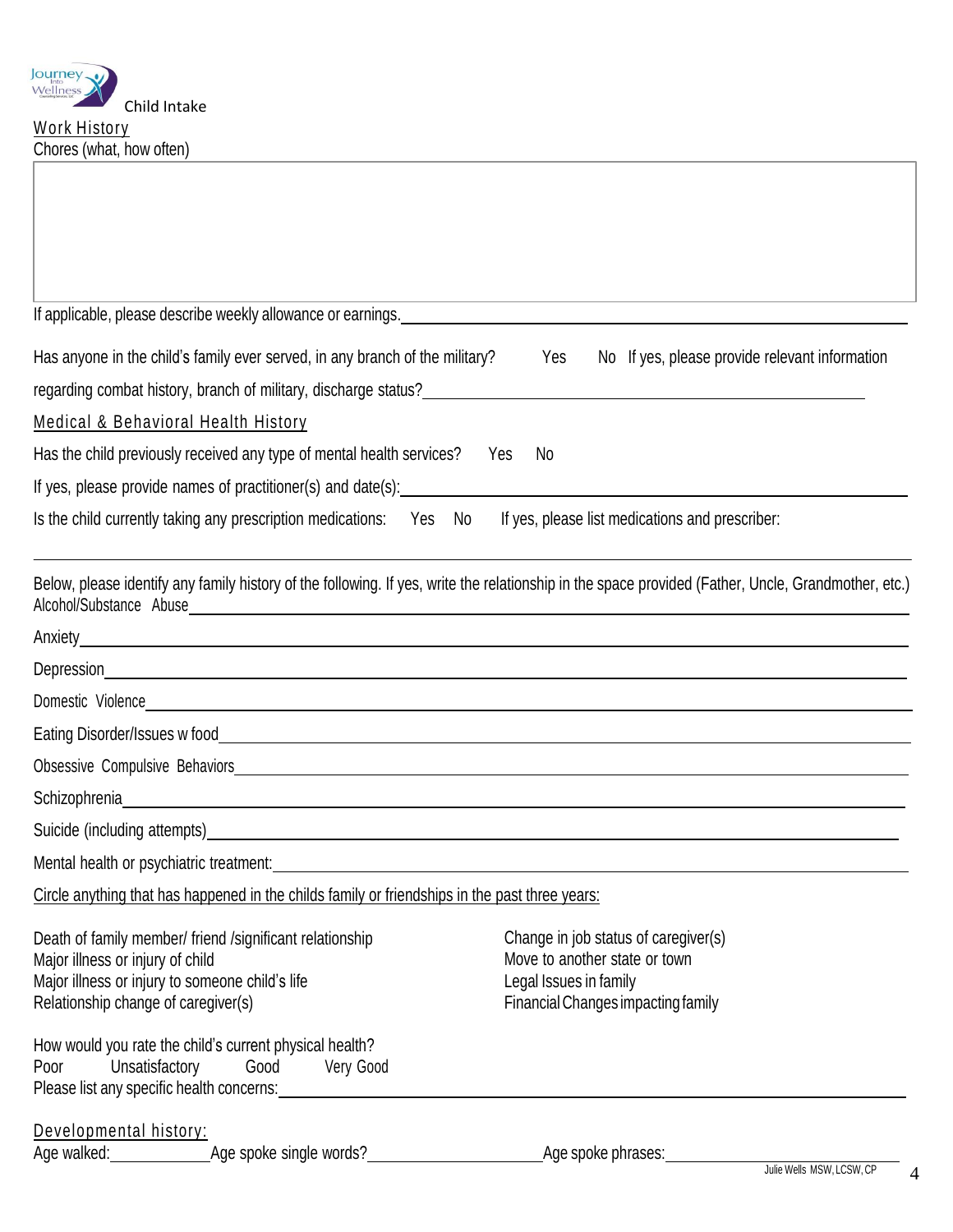Child Intake

## Work History

Chores (what, how often)

|   |
|---|
|   |

If applicable, please describe weekly allowance or earnings.\_\_\_\_\_\_\_\_\_\_\_\_\_\_\_\_\_\_\_\_\_\_\_\_\_\_\_\_\_\_\_\_\_\_\_\_\_\_\_\_

Has anyone in the child's family ever served, in any branch of the military? Yes No If yes, please provide relevant information regarding combat history, branch of military, discharge status?\_\_\_\_\_\_\_\_\_\_\_\_\_\_\_\_\_\_\_\_\_\_\_\_\_\_\_\_\_\_\_\_\_\_\_\_\_\_\_\_

## Medical & Behavioral Health History

Has the child previously received any type of mental health services? Yes No

If yes, please provide names of practitioner(s) and date(s):\_\_\_\_\_\_\_\_\_\_\_\_\_\_\_\_\_\_\_\_\_\_\_\_\_\_\_\_\_\_\_\_\_\_\_\_\_\_\_\_

Is the child currently taking any prescription medications: Yes No If yes, please list medications and prescriber:

\_\_\_\_\_\_\_\_\_\_\_\_\_\_\_\_\_\_\_\_\_\_\_\_\_\_\_\_\_\_\_\_\_\_\_\_\_\_\_\_\_\_\_\_\_\_\_\_\_\_\_\_\_\_\_\_\_\_\_\_\_\_\_\_\_\_\_\_\_\_\_\_\_\_\_\_\_\_

Below, please identify any family history of the following. If yes, write the relationship in the space provided (Father, Uncle, Grandmother, etc.)

Alcohol/Substance Abuse\_\_\_\_\_\_\_\_\_\_\_\_\_\_\_\_\_\_\_\_\_\_\_\_\_\_\_\_\_\_\_\_\_\_\_\_\_\_\_\_

Anxiety\_\_\_\_\_\_\_\_\_\_\_\_\_\_\_\_\_\_\_\_\_\_\_\_\_\_\_\_\_\_\_\_\_\_\_\_\_\_\_\_

Depression\_\_\_\_\_\_\_\_\_\_\_\_\_\_\_\_\_\_\_\_\_\_\_\_\_\_\_\_\_\_\_\_\_\_\_\_\_\_\_\_

Domestic Violence\_\_\_\_\_\_\_\_\_\_\_\_\_\_\_\_\_\_\_\_\_\_\_\_\_\_\_\_\_\_\_\_\_\_\_\_\_\_\_\_

Eating Disorder/Issues w food\_\_\_\_\_\_\_\_\_\_\_\_\_\_\_\_\_\_\_\_\_\_\_\_\_\_\_\_\_\_\_\_\_\_\_\_\_\_\_\_

Obsessive Compulsive Behaviors\_\_\_\_\_\_\_\_\_\_\_\_\_\_\_\_\_\_\_\_\_\_\_\_\_\_\_\_\_\_\_\_\_\_\_\_\_\_\_\_

Schizophrenia\_\_\_\_\_\_\_\_\_\_\_\_\_\_\_\_\_\_\_\_\_\_\_\_\_\_\_\_\_\_\_\_\_\_\_\_\_\_\_\_

Suicide (including attempts)\_\_\_\_\_\_\_\_\_\_\_\_\_\_\_\_\_\_\_\_\_\_\_\_\_\_\_\_\_\_\_\_\_\_\_\_\_\_\_\_

Mental health or psychiatric treatment:\_\_\_\_\_\_\_\_\_\_\_\_\_\_\_\_\_\_\_\_\_\_\_\_\_\_\_\_\_\_\_\_\_\_\_\_\_\_\_\_

Circle anything that has happened in the childs family or friendships in the past three years:

- Death of family member/ friend /significant relationship
- Major illness or injury of child
- Major illness or injury to someone child's life
- Relationship change of caregiver(s)
- Change in job status of caregiver(s)
- Move to another state or town
- Legal Issues in family
- Financial Changes impacting family

How would you rate the child's current physical health?

Poor Unsatisfactory Good Very Good

Please list any specific health concerns:\_\_\_\_\_\_\_\_\_\_\_\_\_\_\_\_\_\_\_\_\_\_\_\_\_\_\_\_\_\_\_\_\_\_\_\_\_\_\_\_

## Developmental history:

Age walked:\_\_\_\_\_\_\_\_\_\_ Age spoke single words?\_\_\_\_\_\_\_\_\_\_\_\_\_\_\_\_ Age spoke phrases:\_\_\_\_\_\_\_\_\_\_\_\_\_\_\_\_

Julie Wells MSW, LCSW, CP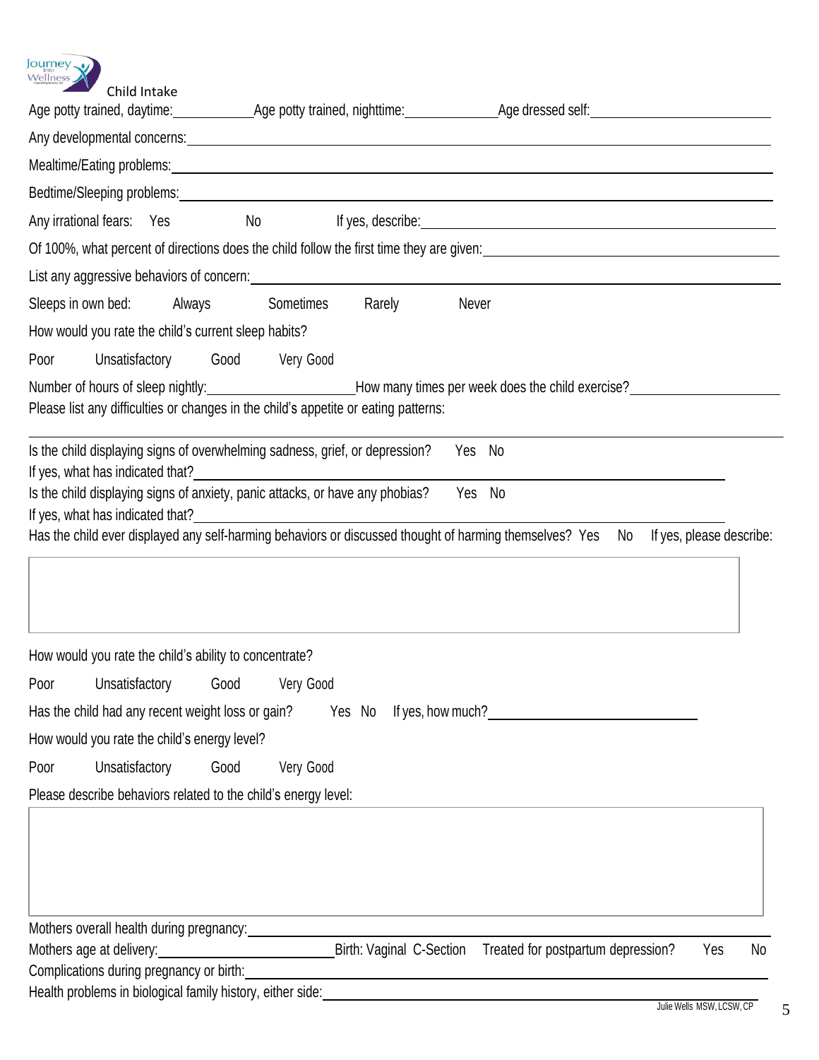Child Intake

Age potty trained, daytime:\_\_\_\_\_\_\_\_\_\_ Age potty trained, nighttime:\_\_\_\_\_\_\_\_\_\_ Age dressed self:\_\_\_\_\_\_\_\_\_\_

Any developmental concerns:\_\_\_\_\_\_\_\_\_\_

Mealtime/Eating problems:\_\_\_\_\_\_\_\_\_\_

Bedtime/Sleeping problems:\_\_\_\_\_\_\_\_\_\_

Any irrational fears: Yes No If yes, describe:\_\_\_\_\_\_\_\_\_\_

Of 100%, what percent of directions does the child follow the first time they are given:\_\_\_\_\_\_\_\_\_\_

List any aggressive behaviors of concern:\_\_\_\_\_\_\_\_\_\_

Sleeps in own bed: Always Sometimes Rarely Never

How would you rate the child's current sleep habits?

Poor Unsatisfactory Good Very Good

Number of hours of sleep nightly:\_\_\_\_\_\_\_\_\_\_ How many times per week does the child exercise?\_\_\_\_\_\_\_\_\_\_

Please list any difficulties or changes in the child's appetite or eating patterns:

\_\_\_\_\_\_\_\_\_\_

Is the child displaying signs of overwhelming sadness, grief, or depression? Yes No

If yes, what has indicated that?\_\_\_\_\_\_\_\_\_\_

Is the child displaying signs of anxiety, panic attacks, or have any phobias? Yes No

If yes, what has indicated that?\_\_\_\_\_\_\_\_\_\_

Has the child ever displayed any self-harming behaviors or discussed thought of harming themselves? Yes No If yes, please describe:

How would you rate the child's ability to concentrate?

Poor Unsatisfactory Good Very Good

Has the child had any recent weight loss or gain? Yes No If yes, how much?\_\_\_\_\_\_\_\_\_\_

How would you rate the child's energy level?

Poor Unsatisfactory Good Very Good

Please describe behaviors related to the child's energy level:

Mothers overall health during pregnancy:\_\_\_\_\_\_\_\_\_\_

Mothers age at delivery:\_\_\_\_\_\_\_\_\_\_ Birth: Vaginal C-Section Treated for postpartum depression? Yes No

Complications during pregnancy or birth:\_\_\_\_\_\_\_\_\_\_

Health problems in biological family history, either side:\_\_\_\_\_\_\_\_\_\_

Julie Wells MSW, LCSW, CP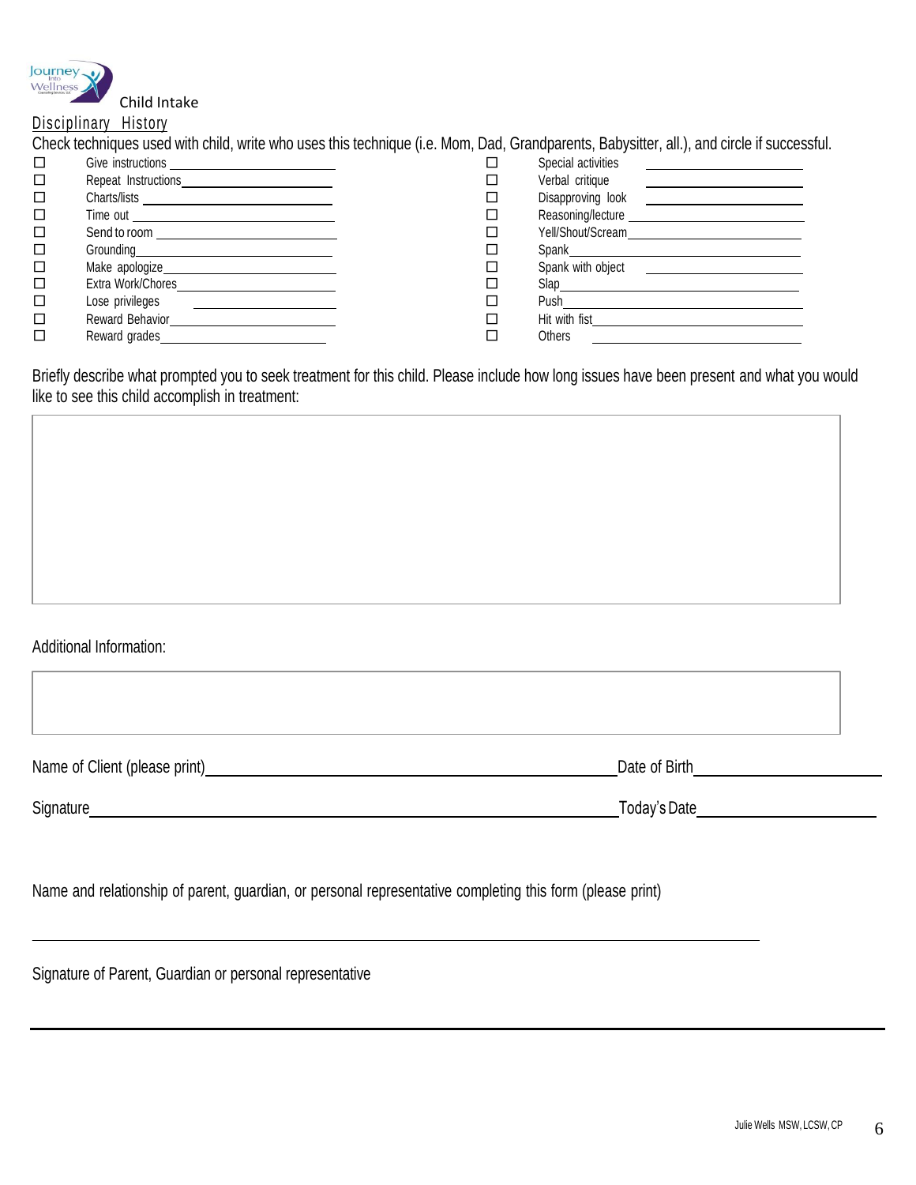Child Intake

## Disciplinary History

Check techniques used with child, write who uses this technique (i.e. Mom, Dad, Grandparents, Babysitter, all.), and circle if successful.

- ☐ Give instructions ____________________
- ☐ Repeat Instructions ____________________
- ☐ Charts/lists ____________________
- ☐ Time out ____________________
- ☐ Send to room ____________________
- ☐ Grounding ____________________
- ☐ Make apologize ____________________
- ☐ Extra Work/Chores ____________________
- ☐ Lose privileges ____________________
- ☐ Reward Behavior ____________________
- ☐ Reward grades ____________________
- ☐ Special activities ____________________
- ☐ Verbal critique ____________________
- ☐ Disapproving look ____________________
- ☐ Reasoning/lecture ____________________
- ☐ Yell/Shout/Scream ____________________
- ☐ Spank ____________________
- ☐ Spank with object ____________________
- ☐ Slap ____________________
- ☐ Push ____________________
- ☐ Hit with fist ____________________
- ☐ Others ____________________

Briefly describe what prompted you to seek treatment for this child. Please include how long issues have been present and what you would like to see this child accomplish in treatment:

Additional Information:

Name of Client (please print) ______________________________ Date of Birth ____________________

Signature ______________________________ Today's Date ____________________

Name and relationship of parent, guardian, or personal representative completing this form (please print)

______________________________________________________________

Signature of Parent, Guardian or personal representative

Julie Wells MSW, LCSW, CP